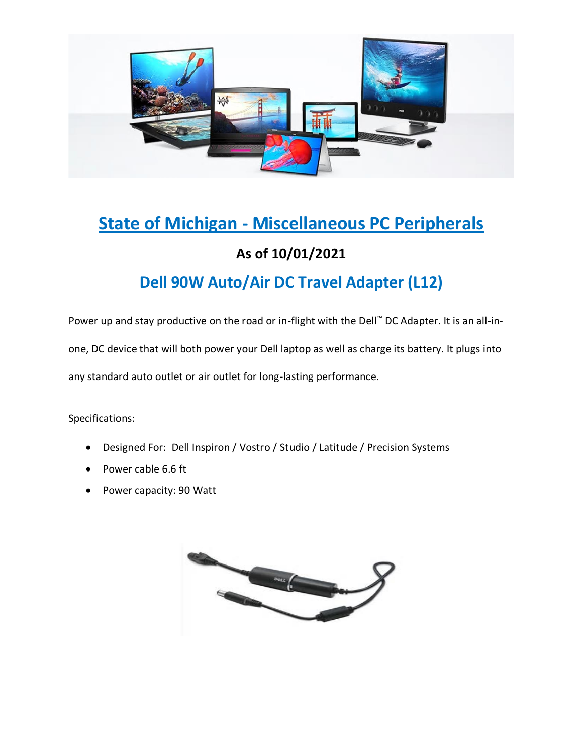# State of Michigan - Miscellaneous PC Peripherals

### As of 10/01/2021

## Dell 90W Auto/Air DC Travel Adapter (L12)

Power up and stay productive on the road or in-flight with the Dell™ DC Adapter. It is an all-in-one, DC device that will both power your Dell laptop as well as charge its battery. It plugs into any standard auto outlet or air outlet for long-lasting performance.

Specifications:

- Designed For: Dell Inspiron / Vostro / Studio / Latitude / Precision Systems
- Power cable 6.6 ft
- Power capacity: 90 Watt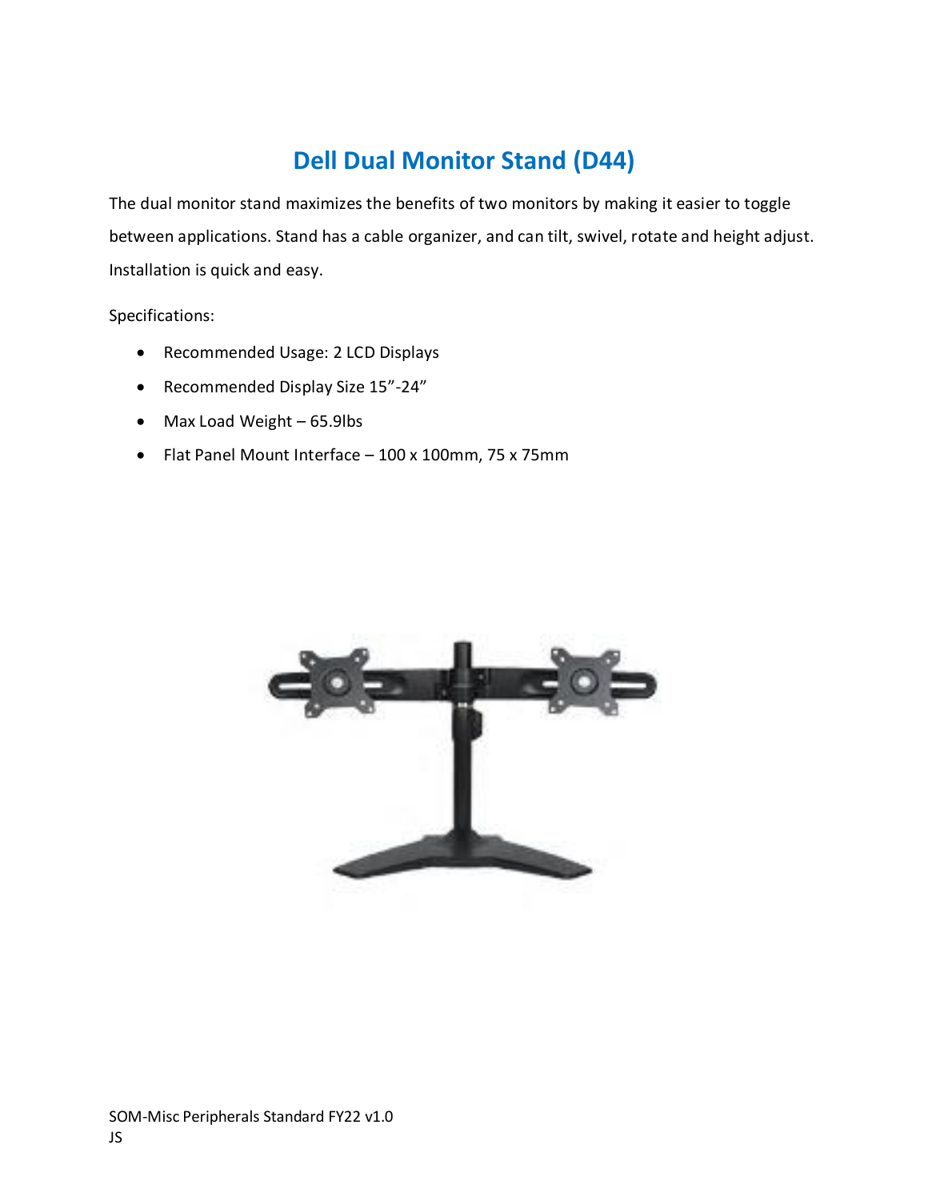# Dell Dual Monitor Stand (D44)

The dual monitor stand maximizes the benefits of two monitors by making it easier to toggle between applications. Stand has a cable organizer, and can tilt, swivel, rotate and height adjust. Installation is quick and easy.

Specifications:

- Recommended Usage: 2 LCD Displays
- Recommended Display Size 15"-24"
- Max Load Weight – 65.9lbs
- Flat Panel Mount Interface – 100 x 100mm, 75 x 75mm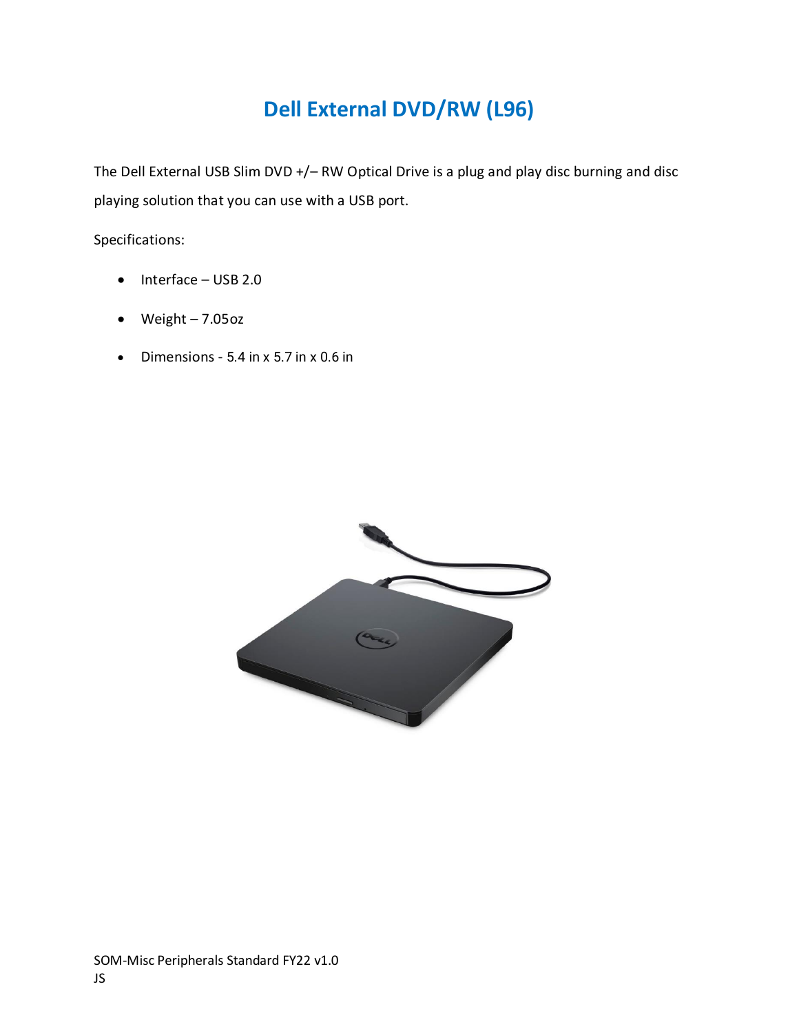# Dell External DVD/RW (L96)

The Dell External USB Slim DVD +/– RW Optical Drive is a plug and play disc burning and disc playing solution that you can use with a USB port.

Specifications:

- Interface – USB 2.0
- Weight – 7.05oz
- Dimensions - 5.4 in x 5.7 in x 0.6 in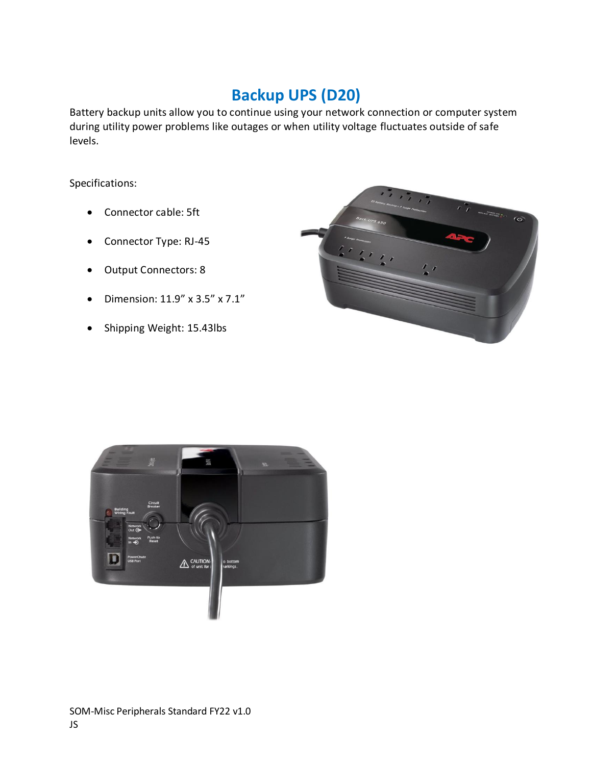# Backup UPS (D20)

Battery backup units allow you to continue using your network connection or computer system during utility power problems like outages or when utility voltage fluctuates outside of safe levels.

Specifications:

- Connector cable: 5ft
- Connector Type: RJ-45
- Output Connectors: 8
- Dimension: 11.9” x 3.5” x 7.1”
- Shipping Weight: 15.43lbs